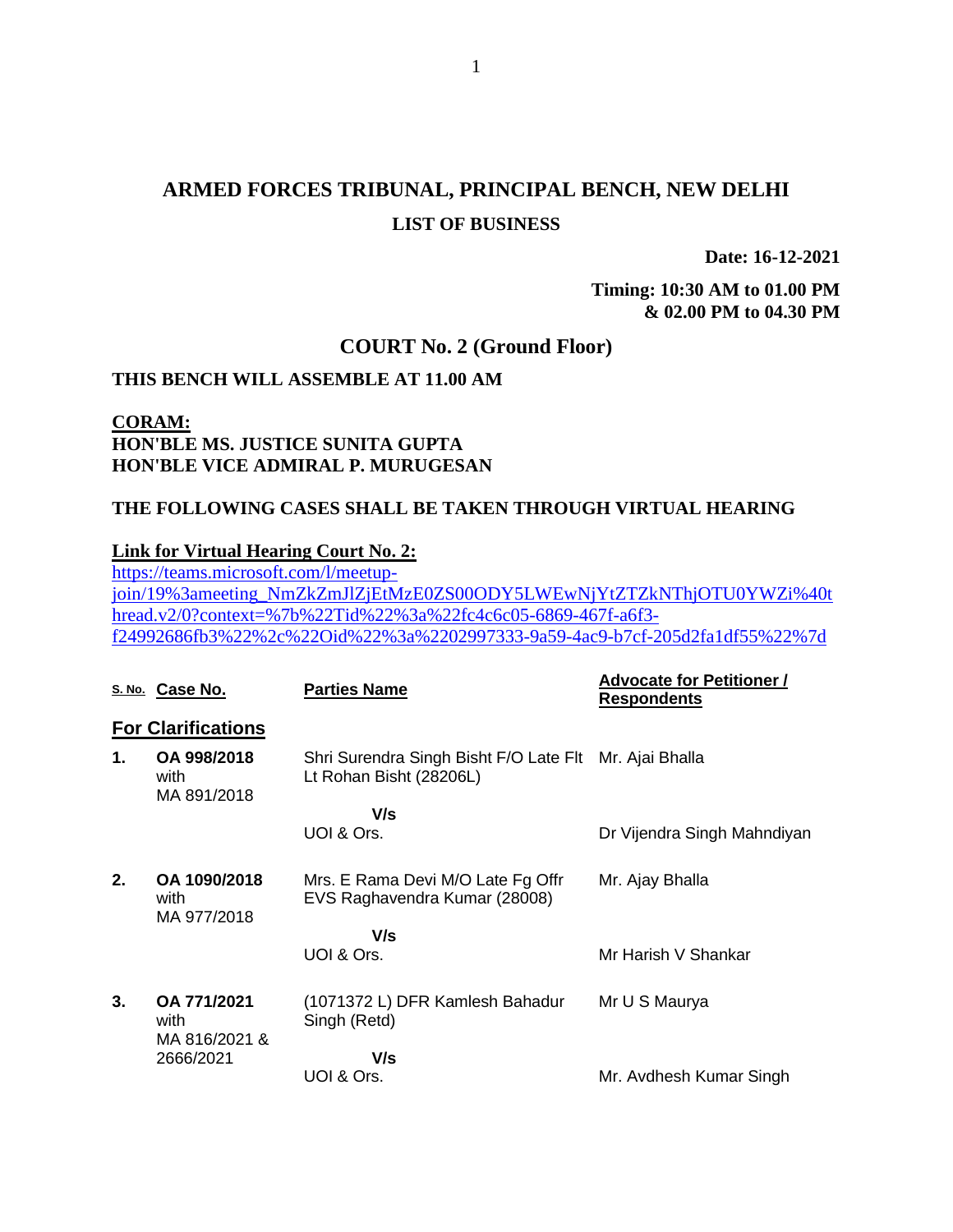# ARMED FORCES TRIBUNAL, PRINCIPAL BENCH, NEW DELHI

## LIST OF BUSINESS

**Date: 16-12-2021**

**Timing: 10:30 AM to 01.00 PM & 02.00 PM to 04.30 PM**

## COURT No. 2 (Ground Floor)

**THIS BENCH WILL ASSEMBLE AT 11.00 AM**

**CORAM:**
**HON'BLE MS. JUSTICE SUNITA GUPTA**
**HON'BLE VICE ADMIRAL P. MURUGESAN**

**THE FOLLOWING CASES SHALL BE TAKEN THROUGH VIRTUAL HEARING**

**Link for Virtual Hearing Court No. 2:**
https://teams.microsoft.com/l/meetup-join/19%3ameeting_NmZkZmJlZjEtMzE0ZS00ODY5LWEwNjYtZTZkNThjOTU0YWZi%40thread.v2/0?context=%7b%22Tid%22%3a%22fc4c6c05-6869-467f-a6f3-f24992686fb3%22%2c%22Oid%22%3a%2202997333-9a59-4ac9-b7cf-205d2fa1df55%22%7d

| S. No. | Case No. | Parties Name | Advocate for Petitioner / Respondents |
|---|---|---|---|
| **For Clarifications** | | | |
| **1.** | **OA 998/2018** with MA 891/2018 | Shri Surendra Singh Bisht F/O Late Flt Lt Rohan Bisht (28206L) | Mr. Ajai Bhalla |
| | | **V/s** | |
| | | UOI & Ors. | Dr Vijendra Singh Mahndiyan |
| **2.** | **OA 1090/2018** with MA 977/2018 | Mrs. E Rama Devi M/O Late Fg Offr EVS Raghavendra Kumar (28008) | Mr. Ajay Bhalla |
| | | **V/s** | |
| | | UOI & Ors. | Mr Harish V Shankar |
| **3.** | **OA 771/2021** with MA 816/2021 & 2666/2021 | (1071372 L) DFR Kamlesh Bahadur Singh (Retd) | Mr U S Maurya |
| | | **V/s** | |
| | | UOI & Ors. | Mr. Avdhesh Kumar Singh |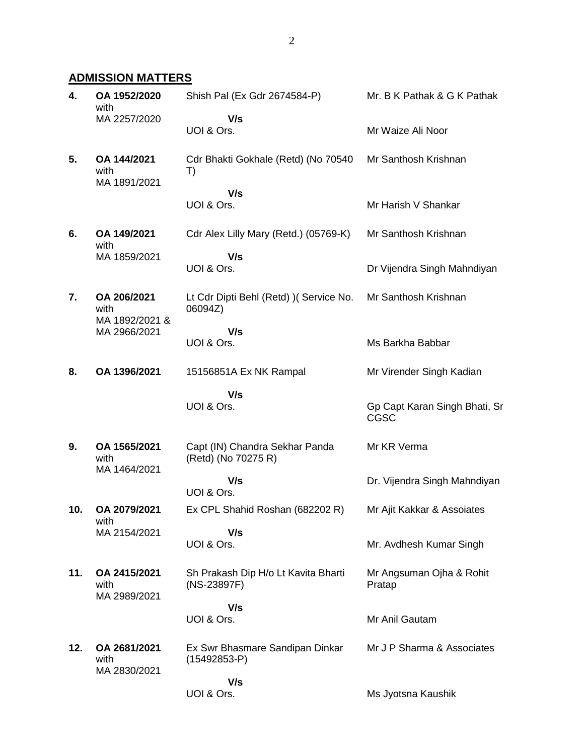## ADMISSION MATTERS

| | | | |
|---|---|---|---|
| 4. | **OA 1952/2020** with MA 2257/2020 | Shish Pal (Ex Gdr 2674584-P)<br>**V/s**<br>UOI & Ors. | Mr. B K Pathak & G K Pathak<br><br>Mr Waize Ali Noor |
| 5. | **OA 144/2021** with MA 1891/2021 | Cdr Bhakti Gokhale (Retd) (No 70540 T)<br>**V/s**<br>UOI & Ors. | Mr Santhosh Krishnan<br><br>Mr Harish V Shankar |
| 6. | **OA 149/2021** with MA 1859/2021 | Cdr Alex Lilly Mary (Retd.) (05769-K)<br>**V/s**<br>UOI & Ors. | Mr Santhosh Krishnan<br><br>Dr Vijendra Singh Mahndiyan |
| 7. | **OA 206/2021** with MA 1892/2021 & MA 2966/2021 | Lt Cdr Dipti Behl (Retd) )( Service No. 06094Z)<br>**V/s**<br>UOI & Ors. | Mr Santhosh Krishnan<br><br>Ms Barkha Babbar |
| 8. | **OA 1396/2021** | 15156851A Ex NK Rampal<br>**V/s**<br>UOI & Ors. | Mr Virender Singh Kadian<br><br>Gp Capt Karan Singh Bhati, Sr CGSC |
| 9. | **OA 1565/2021** with MA 1464/2021 | Capt (IN) Chandra Sekhar Panda (Retd) (No 70275 R)<br>**V/s**<br>UOI & Ors. | Mr KR Verma<br><br>Dr. Vijendra Singh Mahndiyan |
| 10. | **OA 2079/2021** with MA 2154/2021 | Ex CPL Shahid Roshan (682202 R)<br>**V/s**<br>UOI & Ors. | Mr Ajit Kakkar & Assoiates<br><br>Mr. Avdhesh Kumar Singh |
| 11. | **OA 2415/2021** with MA 2989/2021 | Sh Prakash Dip H/o Lt Kavita Bharti (NS-23897F)<br>**V/s**<br>UOI & Ors. | Mr Angsuman Ojha & Rohit Pratap<br><br>Mr Anil Gautam |
| 12. | **OA 2681/2021** with MA 2830/2021 | Ex Swr Bhasmare Sandipan Dinkar (15492853-P)<br>**V/s**<br>UOI & Ors. | Mr J P Sharma & Associates<br><br>Ms Jyotsna Kaushik |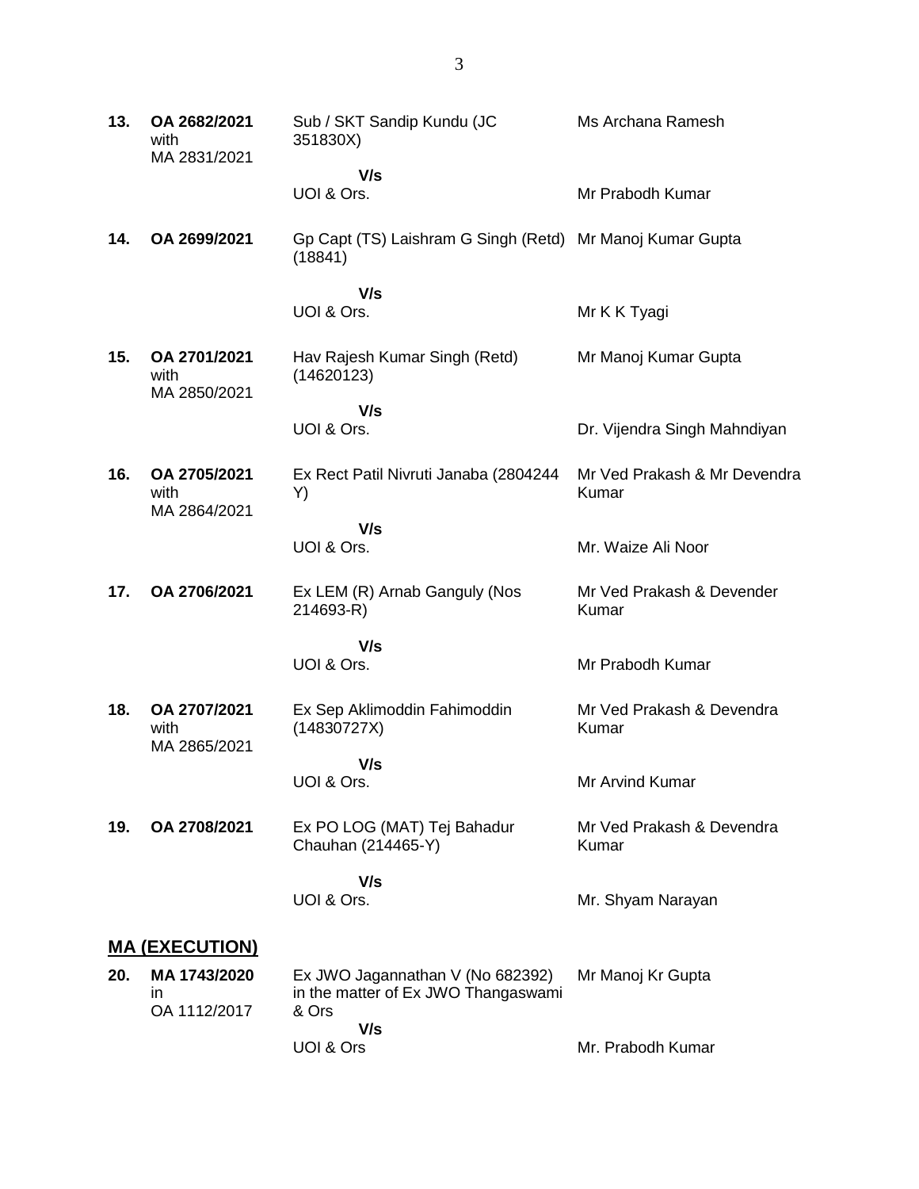| | | | |
|---|---|---|---|
| **13.** | **OA 2682/2021** with MA 2831/2021 | Sub / SKT Sandip Kundu (JC 351830X) **V/s** UOI & Ors. | Ms Archana Ramesh<br><br>Mr Prabodh Kumar |
| **14.** | **OA 2699/2021** | Gp Capt (TS) Laishram G Singh (Retd) (18841) **V/s** UOI & Ors. | Mr Manoj Kumar Gupta<br><br>Mr K K Tyagi |
| **15.** | **OA 2701/2021** with MA 2850/2021 | Hav Rajesh Kumar Singh (Retd) (14620123) **V/s** UOI & Ors. | Mr Manoj Kumar Gupta<br><br>Dr. Vijendra Singh Mahndiyan |
| **16.** | **OA 2705/2021** with MA 2864/2021 | Ex Rect Patil Nivruti Janaba (2804244 Y) **V/s** UOI & Ors. | Mr Ved Prakash & Mr Devendra Kumar<br><br>Mr. Waize Ali Noor |
| **17.** | **OA 2706/2021** | Ex LEM (R) Arnab Ganguly (Nos 214693-R) **V/s** UOI & Ors. | Mr Ved Prakash & Devender Kumar<br><br>Mr Prabodh Kumar |
| **18.** | **OA 2707/2021** with MA 2865/2021 | Ex Sep Aklimoddin Fahimoddin (14830727X) **V/s** UOI & Ors. | Mr Ved Prakash & Devendra Kumar<br><br>Mr Arvind Kumar |
| **19.** | **OA 2708/2021** | Ex PO LOG (MAT) Tej Bahadur Chauhan (214465-Y) **V/s** UOI & Ors. | Mr Ved Prakash & Devendra Kumar<br><br>Mr. Shyam Narayan |

## **MA (EXECUTION)**

| | | | |
|---|---|---|---|
| **20.** | **MA 1743/2020** in OA 1112/2017 | Ex JWO Jagannathan V (No 682392) in the matter of Ex JWO Thangaswami & Ors **V/s** UOI & Ors | Mr Manoj Kr Gupta<br><br>Mr. Prabodh Kumar |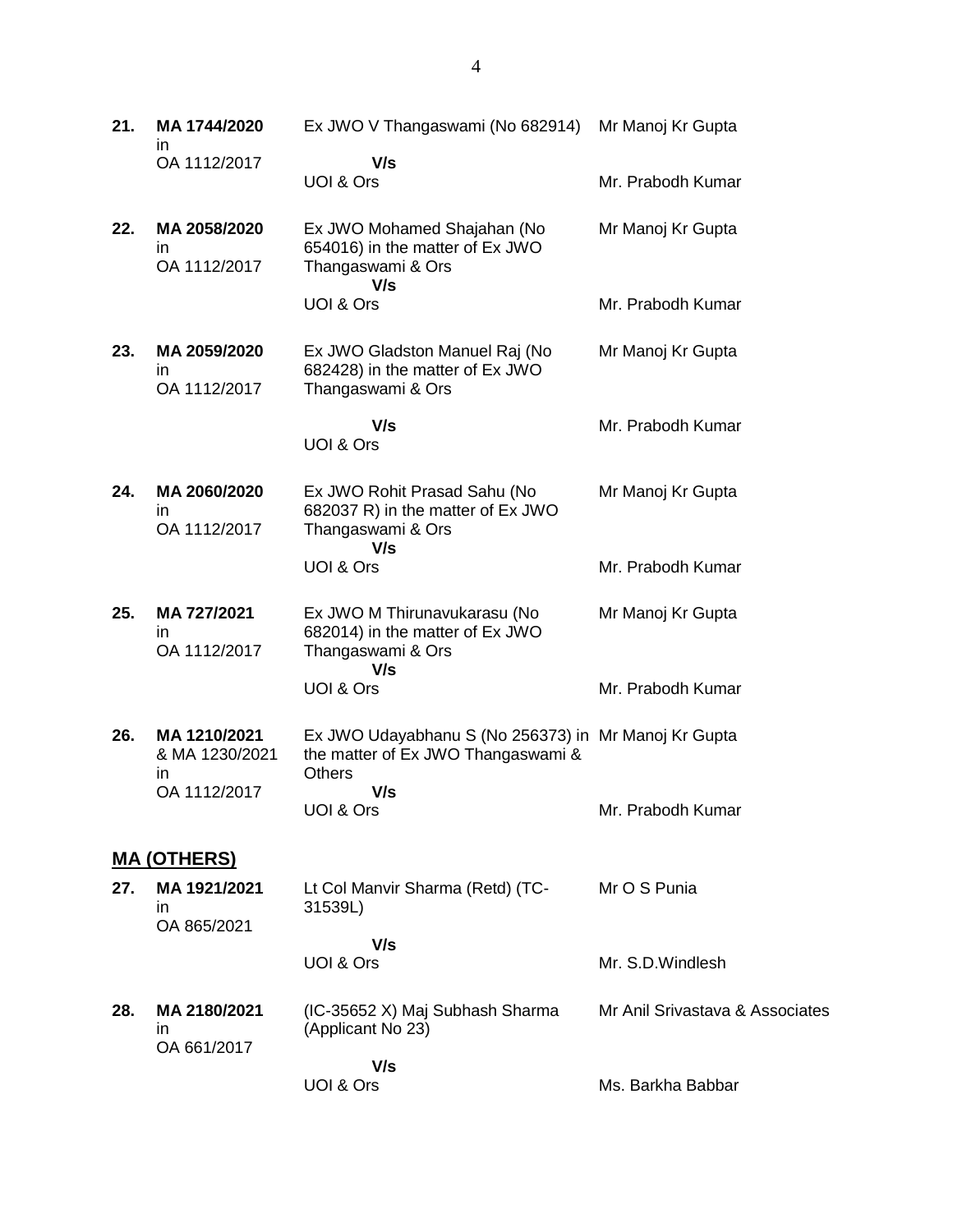| | | | |
|---|---|---|---|
| **21.** | **MA 1744/2020** in OA 1112/2017 | Ex JWO V Thangaswami (No 682914) **V/s** UOI & Ors | Mr Manoj Kr Gupta<br>Mr. Prabodh Kumar |
| **22.** | **MA 2058/2020** in OA 1112/2017 | Ex JWO Mohamed Shajahan (No 654016) in the matter of Ex JWO Thangaswami & Ors **V/s** UOI & Ors | Mr Manoj Kr Gupta<br>Mr. Prabodh Kumar |
| **23.** | **MA 2059/2020** in OA 1112/2017 | Ex JWO Gladston Manuel Raj (No 682428) in the matter of Ex JWO Thangaswami & Ors **V/s** UOI & Ors | Mr Manoj Kr Gupta<br>Mr. Prabodh Kumar |
| **24.** | **MA 2060/2020** in OA 1112/2017 | Ex JWO Rohit Prasad Sahu (No 682037 R) in the matter of Ex JWO Thangaswami & Ors **V/s** UOI & Ors | Mr Manoj Kr Gupta<br>Mr. Prabodh Kumar |
| **25.** | **MA 727/2021** in OA 1112/2017 | Ex JWO M Thirunavukarasu (No 682014) in the matter of Ex JWO Thangaswami & Ors **V/s** UOI & Ors | Mr Manoj Kr Gupta<br>Mr. Prabodh Kumar |
| **26.** | **MA 1210/2021** & MA 1230/2021 in OA 1112/2017 | Ex JWO Udayabhanu S (No 256373) in the matter of Ex JWO Thangaswami & Others **V/s** UOI & Ors | Mr Manoj Kr Gupta<br>Mr. Prabodh Kumar |

## MA (OTHERS)

| | | | |
|---|---|---|---|
| **27.** | **MA 1921/2021** in OA 865/2021 | Lt Col Manvir Sharma (Retd) (TC-31539L) **V/s** UOI & Ors | Mr O S Punia<br>Mr. S.D.Windlesh |
| **28.** | **MA 2180/2021** in OA 661/2017 | (IC-35652 X) Maj Subhash Sharma (Applicant No 23) **V/s** UOI & Ors | Mr Anil Srivastava & Associates<br>Ms. Barkha Babbar |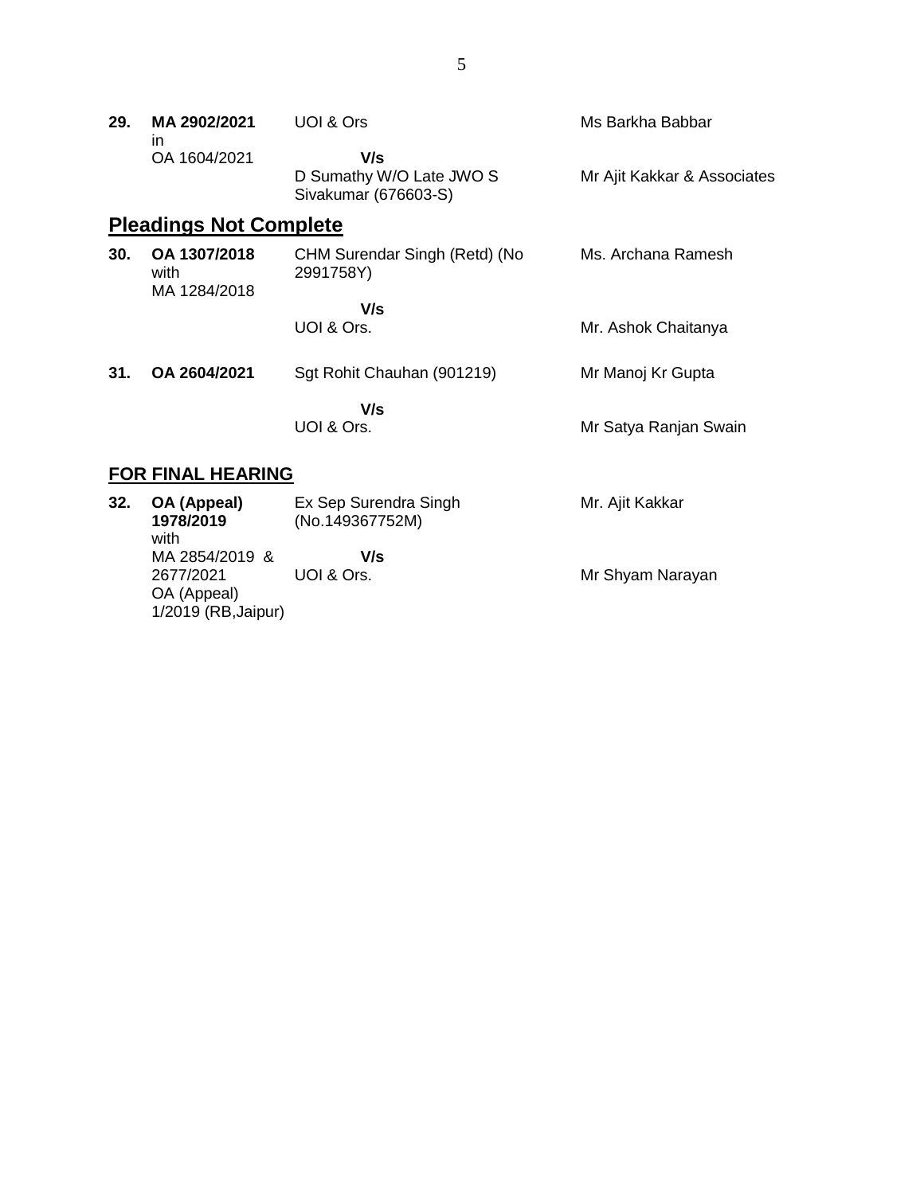| | | | |
|---|---|---|---|
| **29.** | **MA 2902/2021** in OA 1604/2021 | UOI & Ors<br>**V/s**<br>D Sumathy W/O Late JWO S Sivakumar (676603-S) | Ms Barkha Babbar<br><br>Mr Ajit Kakkar & Associates |

## Pleadings Not Complete

| | | | |
|---|---|---|---|
| **30.** | **OA 1307/2018** with MA 1284/2018 | CHM Surendar Singh (Retd) (No 2991758Y)<br>**V/s**<br>UOI & Ors. | Ms. Archana Ramesh<br><br>Mr. Ashok Chaitanya |
| **31.** | **OA 2604/2021** | Sgt Rohit Chauhan (901219)<br>**V/s**<br>UOI & Ors. | Mr Manoj Kr Gupta<br><br>Mr Satya Ranjan Swain |

## FOR FINAL HEARING

| | | | |
|---|---|---|---|
| **32.** | **OA (Appeal) 1978/2019** with MA 2854/2019 & 2677/2021 OA (Appeal) 1/2019 (RB,Jaipur) | Ex Sep Surendra Singh (No.149367752M)<br>**V/s**<br>UOI & Ors. | Mr. Ajit Kakkar<br><br>Mr Shyam Narayan |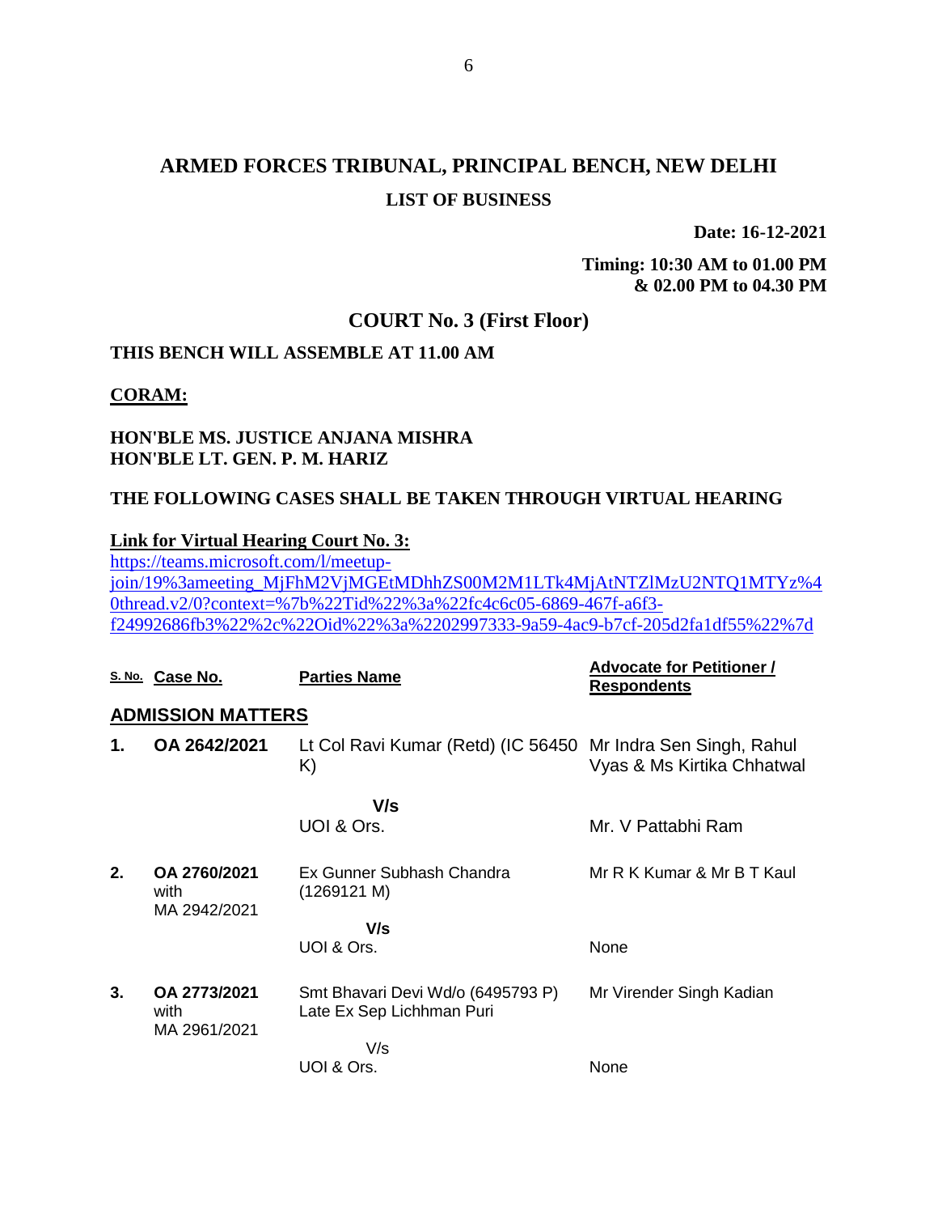# ARMED FORCES TRIBUNAL, PRINCIPAL BENCH, NEW DELHI

## LIST OF BUSINESS

**Date: 16-12-2021**

**Timing: 10:30 AM to 01.00 PM & 02.00 PM to 04.30 PM**

## COURT No. 3 (First Floor)

**THIS BENCH WILL ASSEMBLE AT 11.00 AM**

**CORAM:**

**HON'BLE MS. JUSTICE ANJANA MISHRA**
**HON'BLE LT. GEN. P. M. HARIZ**

**THE FOLLOWING CASES SHALL BE TAKEN THROUGH VIRTUAL HEARING**

**Link for Virtual Hearing Court No. 3:**
https://teams.microsoft.com/l/meetup-join/19%3ameeting_MjFhM2VjMGEtMDhhZS00M2M1LTk4MjAtNTZlMzU2NTQ1MTYz%40thread.v2/0?context=%7b%22Tid%22%3a%22fc4c6c05-6869-467f-a6f3-f24992686fb3%22%2c%22Oid%22%3a%2202997333-9a59-4ac9-b7cf-205d2fa1df55%22%7d

| S. No. | Case No. | Parties Name | Advocate for Petitioner / Respondents |
|---|---|---|---|
| **ADMISSION MATTERS** | | | |
| **1.** | **OA 2642/2021** | Lt Col Ravi Kumar (Retd) (IC 56450 K) | Mr Indra Sen Singh, Rahul Vyas & Ms Kirtika Chhatwal |
| | | **V/s** | |
| | | UOI & Ors. | Mr. V Pattabhi Ram |
| **2.** | **OA 2760/2021** with MA 2942/2021 | Ex Gunner Subhash Chandra (1269121 M) | Mr R K Kumar & Mr B T Kaul |
| | | **V/s** | |
| | | UOI & Ors. | None |
| **3.** | **OA 2773/2021** with MA 2961/2021 | Smt Bhavari Devi Wd/o (6495793 P) Late Ex Sep Lichhman Puri | Mr Virender Singh Kadian |
| | | V/s | |
| | | UOI & Ors. | None |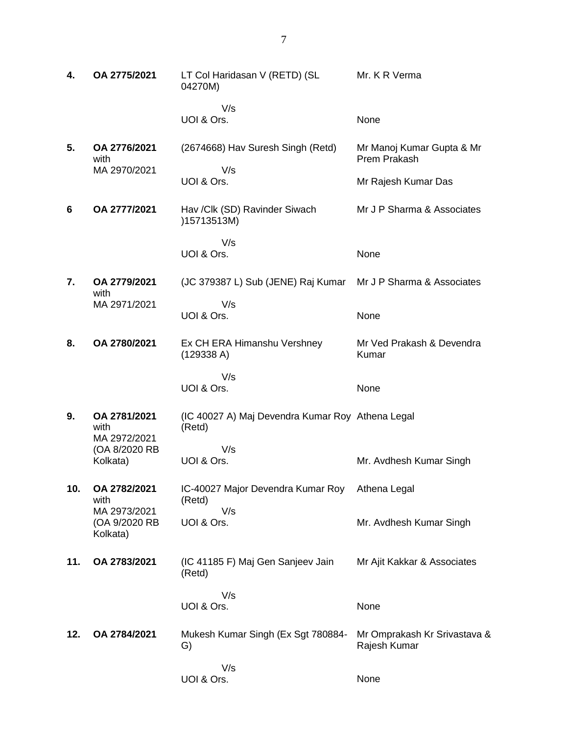| | | | |
|---|---|---|---|
| **4.** | **OA 2775/2021** | LT Col Haridasan V (RETD) (SL 04270M)<br><br>V/s<br>UOI & Ors. | Mr. K R Verma<br><br><br>None |
| **5.** | **OA 2776/2021** with MA 2970/2021 | (2674668) Hav Suresh Singh (Retd)<br><br>V/s<br>UOI & Ors. | Mr Manoj Kumar Gupta & Mr Prem Prakash<br><br>Mr Rajesh Kumar Das |
| **6** | **OA 2777/2021** | Hav /Clk (SD) Ravinder Siwach )15713513M)<br><br>V/s<br>UOI & Ors. | Mr J P Sharma & Associates<br><br><br>None |
| **7.** | **OA 2779/2021** with MA 2971/2021 | (JC 379387 L) Sub (JENE) Raj Kumar<br><br>V/s<br>UOI & Ors. | Mr J P Sharma & Associates<br><br><br>None |
| **8.** | **OA 2780/2021** | Ex CH ERA Himanshu Vershney (129338 A)<br><br>V/s<br>UOI & Ors. | Mr Ved Prakash & Devendra Kumar<br><br><br>None |
| **9.** | **OA 2781/2021** with MA 2972/2021 (OA 8/2020 RB Kolkata) | (IC 40027 A) Maj Devendra Kumar Roy (Retd)<br><br>V/s<br>UOI & Ors. | Athena Legal<br><br><br>Mr. Avdhesh Kumar Singh |
| **10.** | **OA 2782/2021** with MA 2973/2021 (OA 9/2020 RB Kolkata) | IC-40027 Major Devendra Kumar Roy (Retd)<br>V/s<br>UOI & Ors. | Athena Legal<br><br>Mr. Avdhesh Kumar Singh |
| **11.** | **OA 2783/2021** | (IC 41185 F) Maj Gen Sanjeev Jain (Retd)<br><br>V/s<br>UOI & Ors. | Mr Ajit Kakkar & Associates<br><br><br>None |
| **12.** | **OA 2784/2021** | Mukesh Kumar Singh (Ex Sgt 780884-G)<br><br>V/s<br>UOI & Ors. | Mr Omprakash Kr Srivastava & Rajesh Kumar<br><br><br>None |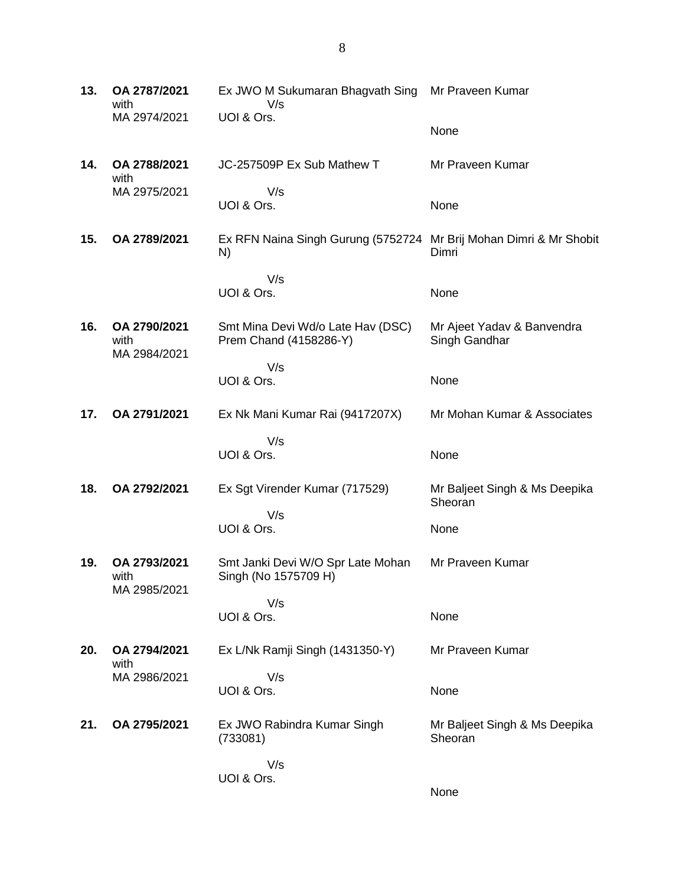| | | | |
|---|---|---|---|
| **13.** | **OA 2787/2021** with MA 2974/2021 | Ex JWO M Sukumaran Bhagvath Sing V/s UOI & Ors. | Mr Praveen Kumar<br><br>None |
| **14.** | **OA 2788/2021** with MA 2975/2021 | JC-257509P Ex Sub Mathew T V/s UOI & Ors. | Mr Praveen Kumar<br><br>None |
| **15.** | **OA 2789/2021** | Ex RFN Naina Singh Gurung (5752724 N) V/s UOI & Ors. | Mr Brij Mohan Dimri & Mr Shobit Dimri<br><br>None |
| **16.** | **OA 2790/2021** with MA 2984/2021 | Smt Mina Devi Wd/o Late Hav (DSC) Prem Chand (4158286-Y) V/s UOI & Ors. | Mr Ajeet Yadav & Banvendra Singh Gandhar<br><br>None |
| **17.** | **OA 2791/2021** | Ex Nk Mani Kumar Rai (9417207X) V/s UOI & Ors. | Mr Mohan Kumar & Associates<br><br>None |
| **18.** | **OA 2792/2021** | Ex Sgt Virender Kumar (717529) V/s UOI & Ors. | Mr Baljeet Singh & Ms Deepika Sheoran<br><br>None |
| **19.** | **OA 2793/2021** with MA 2985/2021 | Smt Janki Devi W/O Spr Late Mohan Singh (No 1575709 H) V/s UOI & Ors. | Mr Praveen Kumar<br><br>None |
| **20.** | **OA 2794/2021** with MA 2986/2021 | Ex L/Nk Ramji Singh (1431350-Y) V/s UOI & Ors. | Mr Praveen Kumar<br><br>None |
| **21.** | **OA 2795/2021** | Ex JWO Rabindra Kumar Singh (733081) V/s UOI & Ors. | Mr Baljeet Singh & Ms Deepika Sheoran<br><br>None |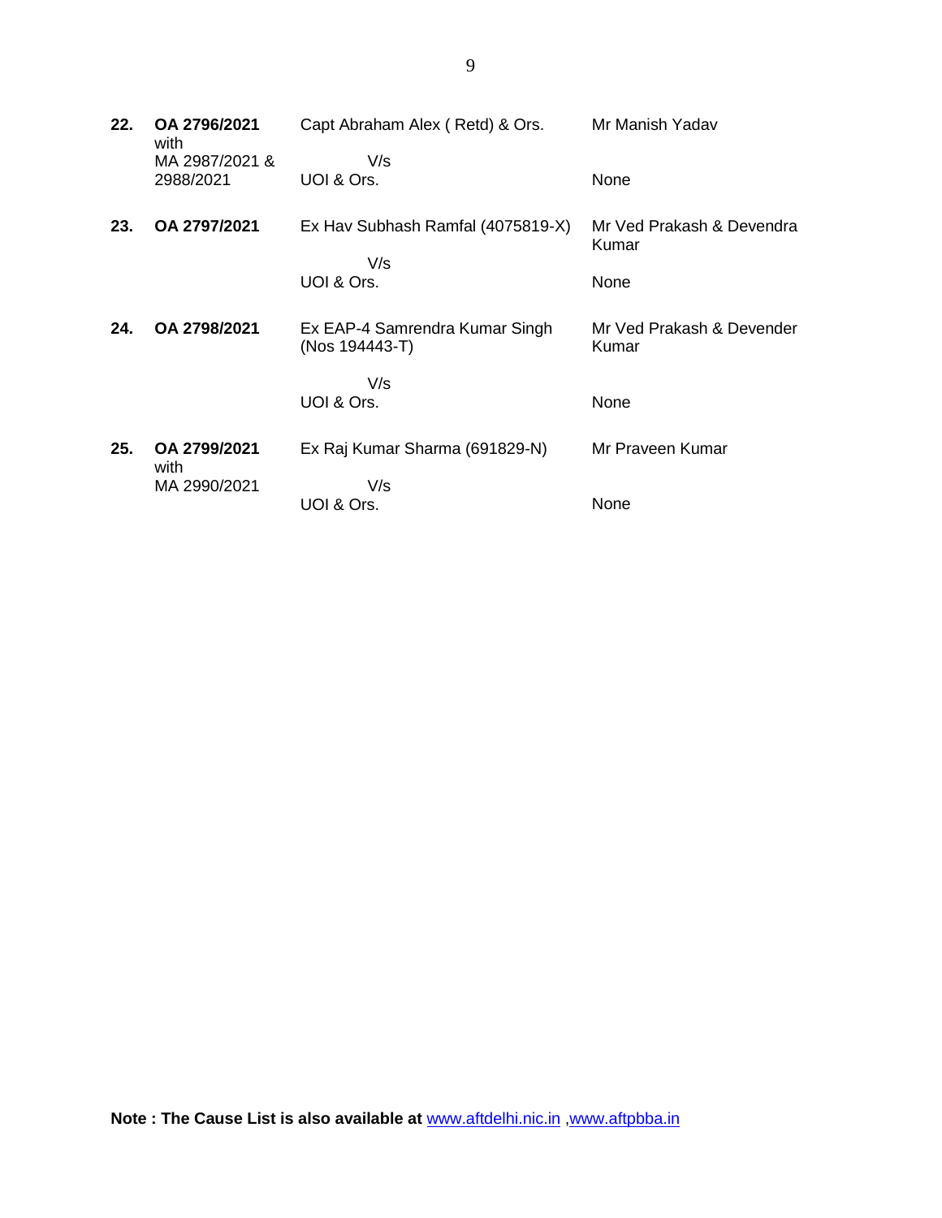| | | | |
|---|---|---|---|
| **22.** | **OA 2796/2021** with MA 2987/2021 & 2988/2021 | Capt Abraham Alex ( Retd) & Ors.<br>V/s<br>UOI & Ors. | Mr Manish Yadav<br><br>None |
| **23.** | **OA 2797/2021** | Ex Hav Subhash Ramfal (4075819-X)<br>V/s<br>UOI & Ors. | Mr Ved Prakash & Devendra Kumar<br><br>None |
| **24.** | **OA 2798/2021** | Ex EAP-4 Samrendra Kumar Singh (Nos 194443-T)<br>V/s<br>UOI & Ors. | Mr Ved Prakash & Devender Kumar<br><br>None |
| **25.** | **OA 2799/2021** with MA 2990/2021 | Ex Raj Kumar Sharma (691829-N)<br>V/s<br>UOI & Ors. | Mr Praveen Kumar<br><br>None |

**Note : The Cause List is also available at** www.aftdelhi.nic.in ,www.aftpbba.in